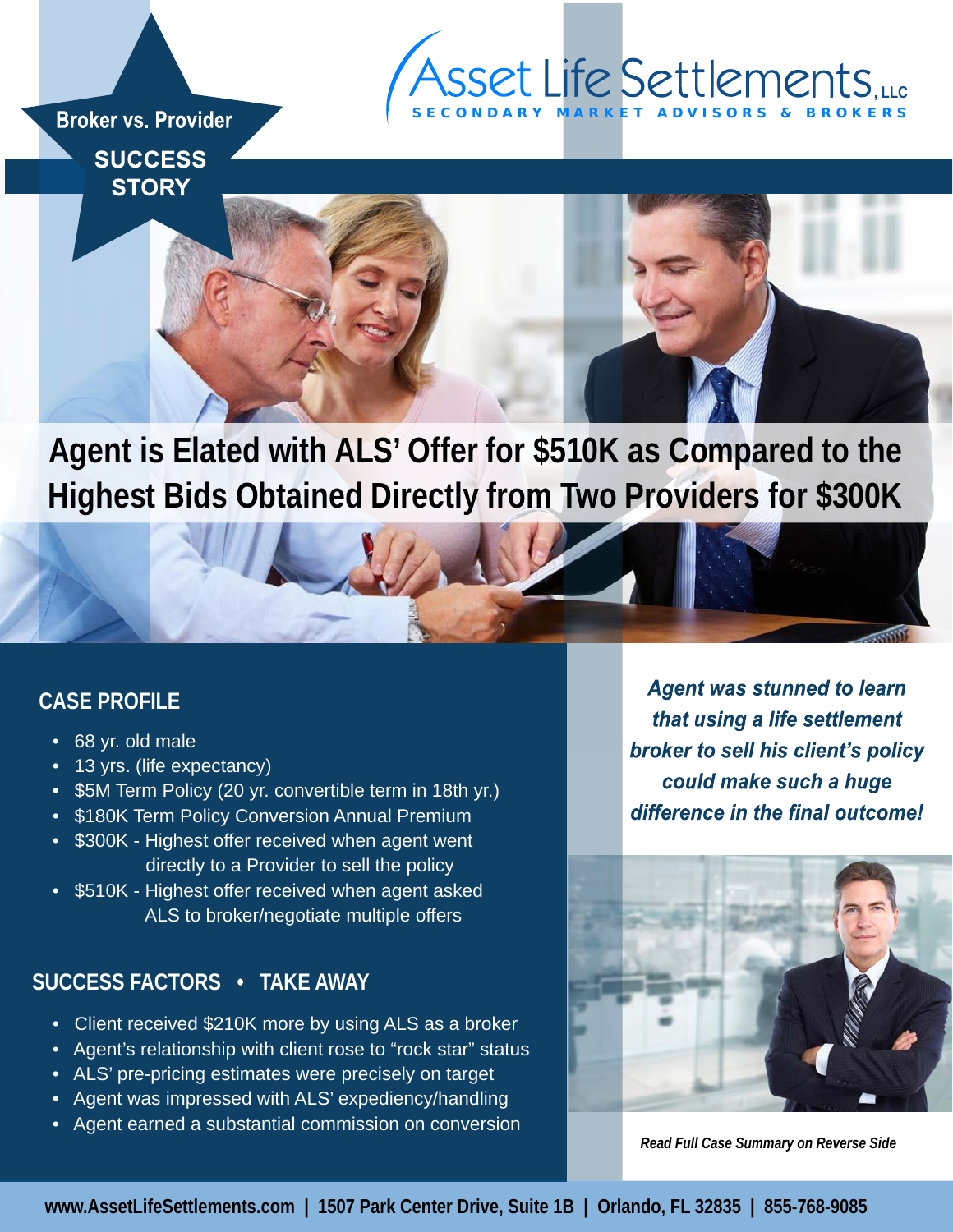Broker vs. Provider

**SUCCESS STORY**

# Asset Life Settlements, LLC

SECONDARY MARKET ADVISORS & BROKERS

# Agent is Elated with ALS' Offer for $510K as Compared to the Highest Bids Obtained Directly from Two Providers for $300K

## CASE PROFILE

- 68 yr. old male
- 13 yrs. (life expectancy)
- $5M Term Policy (20 yr. convertible term in 18th yr.)
- $180K Term Policy Conversion Annual Premium
- $300K - Highest offer received when agent went directly to a Provider to sell the policy
- $510K - Highest offer received when agent asked ALS to broker/negotiate multiple offers

## SUCCESS FACTORS • TAKE AWAY

- Client received $210K more by using ALS as a broker
- Agent's relationship with client rose to "rock star" status
- ALS' pre-pricing estimates were precisely on target
- Agent was impressed with ALS' expediency/handling
- Agent earned a substantial commission on conversion

***Agent was stunned to learn that using a life settlement broker to sell his client's policy could make such a huge difference in the final outcome!***

***Read Full Case Summary on Reverse Side***

**www.AssetLifeSettlements.com | 1507 Park Center Drive, Suite 1B | Orlando, FL 32835 | 855-768-9085**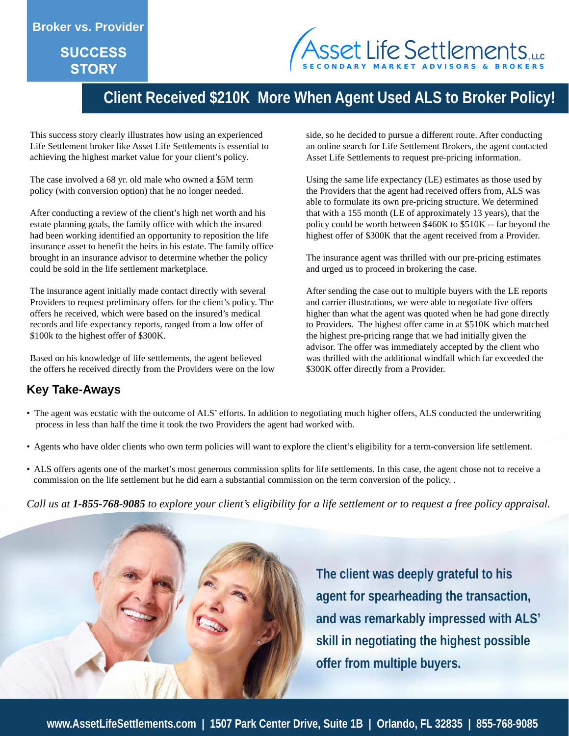Broker vs. Provider

**SUCCESS STORY**

Asset Life Settlements, LLC
SECONDARY MARKET ADVISORS & BROKERS

# Client Received $210K More When Agent Used ALS to Broker Policy!

This success story clearly illustrates how using an experienced Life Settlement broker like Asset Life Settlements is essential to achieving the highest market value for your client's policy.

The case involved a 68 yr. old male who owned a $5M term policy (with conversion option) that he no longer needed.

After conducting a review of the client's high net worth and his estate planning goals, the family office with which the insured had been working identified an opportunity to reposition the life insurance asset to benefit the heirs in his estate. The family office brought in an insurance advisor to determine whether the policy could be sold in the life settlement marketplace.

The insurance agent initially made contact directly with several Providers to request preliminary offers for the client's policy. The offers he received, which were based on the insured's medical records and life expectancy reports, ranged from a low offer of $100k to the highest offer of $300K.

Based on his knowledge of life settlements, the agent believed the offers he received directly from the Providers were on the low side, so he decided to pursue a different route. After conducting an online search for Life Settlement Brokers, the agent contacted Asset Life Settlements to request pre-pricing information.

Using the same life expectancy (LE) estimates as those used by the Providers that the agent had received offers from, ALS was able to formulate its own pre-pricing structure. We determined that with a 155 month (LE of approximately 13 years), that the policy could be worth between $460K to $510K -- far beyond the highest offer of $300K that the agent received from a Provider.

The insurance agent was thrilled with our pre-pricing estimates and urged us to proceed in brokering the case.

After sending the case out to multiple buyers with the LE reports and carrier illustrations, we were able to negotiate five offers higher than what the agent was quoted when he had gone directly to Providers. The highest offer came in at $510K which matched the highest pre-pricing range that we had initially given the advisor. The offer was immediately accepted by the client who was thrilled with the additional windfall which far exceeded the $300K offer directly from a Provider.

## Key Take-Aways

- The agent was ecstatic with the outcome of ALS' efforts. In addition to negotiating much higher offers, ALS conducted the underwriting process in less than half the time it took the two Providers the agent had worked with.
- Agents who have older clients who own term policies will want to explore the client's eligibility for a term-conversion life settlement.
- ALS offers agents one of the market's most generous commission splits for life settlements. In this case, the agent chose not to receive a commission on the life settlement but he did earn a substantial commission on the term conversion of the policy. .

*Call us at **1-855-768-9085** to explore your client's eligibility for a life settlement or to request a free policy appraisal.*

**The client was deeply grateful to his agent for spearheading the transaction, and was remarkably impressed with ALS' skill in negotiating the highest possible offer from multiple buyers.**

www.AssetLifeSettlements.com | 1507 Park Center Drive, Suite 1B | Orlando, FL 32835 | 855-768-9085